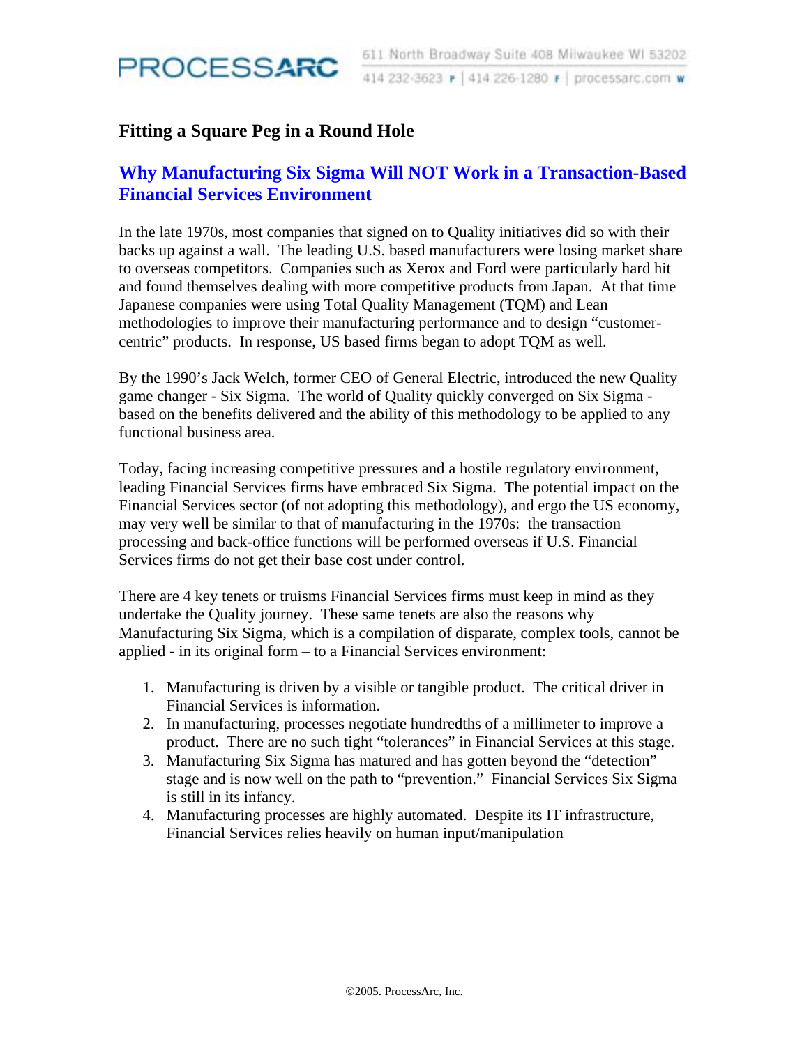## Fitting a Square Peg in a Round Hole

## Why Manufacturing Six Sigma Will NOT Work in a Transaction-Based Financial Services Environment

In the late 1970s, most companies that signed on to Quality initiatives did so with their backs up against a wall. The leading U.S. based manufacturers were losing market share to overseas competitors. Companies such as Xerox and Ford were particularly hard hit and found themselves dealing with more competitive products from Japan. At that time Japanese companies were using Total Quality Management (TQM) and Lean methodologies to improve their manufacturing performance and to design "customer-centric" products. In response, US based firms began to adopt TQM as well.

By the 1990's Jack Welch, former CEO of General Electric, introduced the new Quality game changer - Six Sigma. The world of Quality quickly converged on Six Sigma - based on the benefits delivered and the ability of this methodology to be applied to any functional business area.

Today, facing increasing competitive pressures and a hostile regulatory environment, leading Financial Services firms have embraced Six Sigma. The potential impact on the Financial Services sector (of not adopting this methodology), and ergo the US economy, may very well be similar to that of manufacturing in the 1970s: the transaction processing and back-office functions will be performed overseas if U.S. Financial Services firms do not get their base cost under control.

There are 4 key tenets or truisms Financial Services firms must keep in mind as they undertake the Quality journey. These same tenets are also the reasons why Manufacturing Six Sigma, which is a compilation of disparate, complex tools, cannot be applied - in its original form – to a Financial Services environment:

1. Manufacturing is driven by a visible or tangible product. The critical driver in Financial Services is information.
2. In manufacturing, processes negotiate hundredths of a millimeter to improve a product. There are no such tight "tolerances" in Financial Services at this stage.
3. Manufacturing Six Sigma has matured and has gotten beyond the "detection" stage and is now well on the path to "prevention." Financial Services Six Sigma is still in its infancy.
4. Manufacturing processes are highly automated. Despite its IT infrastructure, Financial Services relies heavily on human input/manipulation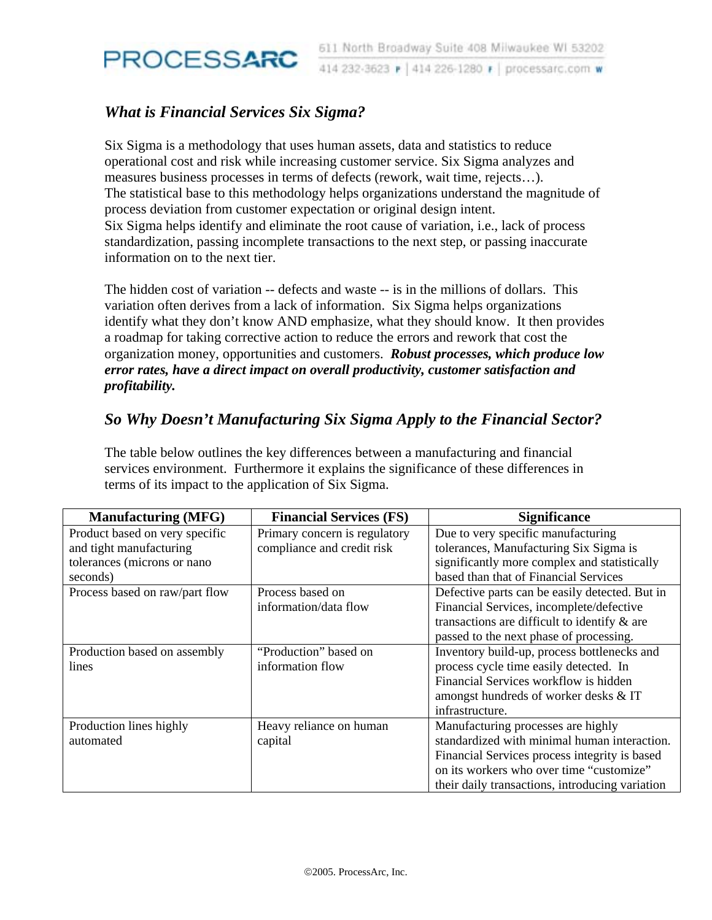## *What is Financial Services Six Sigma?*

Six Sigma is a methodology that uses human assets, data and statistics to reduce operational cost and risk while increasing customer service. Six Sigma analyzes and measures business processes in terms of defects (rework, wait time, rejects…). The statistical base to this methodology helps organizations understand the magnitude of process deviation from customer expectation or original design intent. Six Sigma helps identify and eliminate the root cause of variation, i.e., lack of process standardization, passing incomplete transactions to the next step, or passing inaccurate information on to the next tier.

The hidden cost of variation -- defects and waste -- is in the millions of dollars. This variation often derives from a lack of information. Six Sigma helps organizations identify what they don't know AND emphasize, what they should know. It then provides a roadmap for taking corrective action to reduce the errors and rework that cost the organization money, opportunities and customers. ***Robust processes, which produce low error rates, have a direct impact on overall productivity, customer satisfaction and profitability.***

## *So Why Doesn't Manufacturing Six Sigma Apply to the Financial Sector?*

The table below outlines the key differences between a manufacturing and financial services environment. Furthermore it explains the significance of these differences in terms of its impact to the application of Six Sigma.

| Manufacturing (MFG) | Financial Services (FS) | Significance |
|---|---|---|
| Product based on very specific and tight manufacturing tolerances (microns or nano seconds) | Primary concern is regulatory compliance and credit risk | Due to very specific manufacturing tolerances, Manufacturing Six Sigma is significantly more complex and statistically based than that of Financial Services |
| Process based on raw/part flow | Process based on information/data flow | Defective parts can be easily detected. But in Financial Services, incomplete/defective transactions are difficult to identify & are passed to the next phase of processing. |
| Production based on assembly lines | "Production" based on information flow | Inventory build-up, process bottlenecks and process cycle time easily detected. In Financial Services workflow is hidden amongst hundreds of worker desks & IT infrastructure. |
| Production lines highly automated | Heavy reliance on human capital | Manufacturing processes are highly standardized with minimal human interaction. Financial Services process integrity is based on its workers who over time "customize" their daily transactions, introducing variation |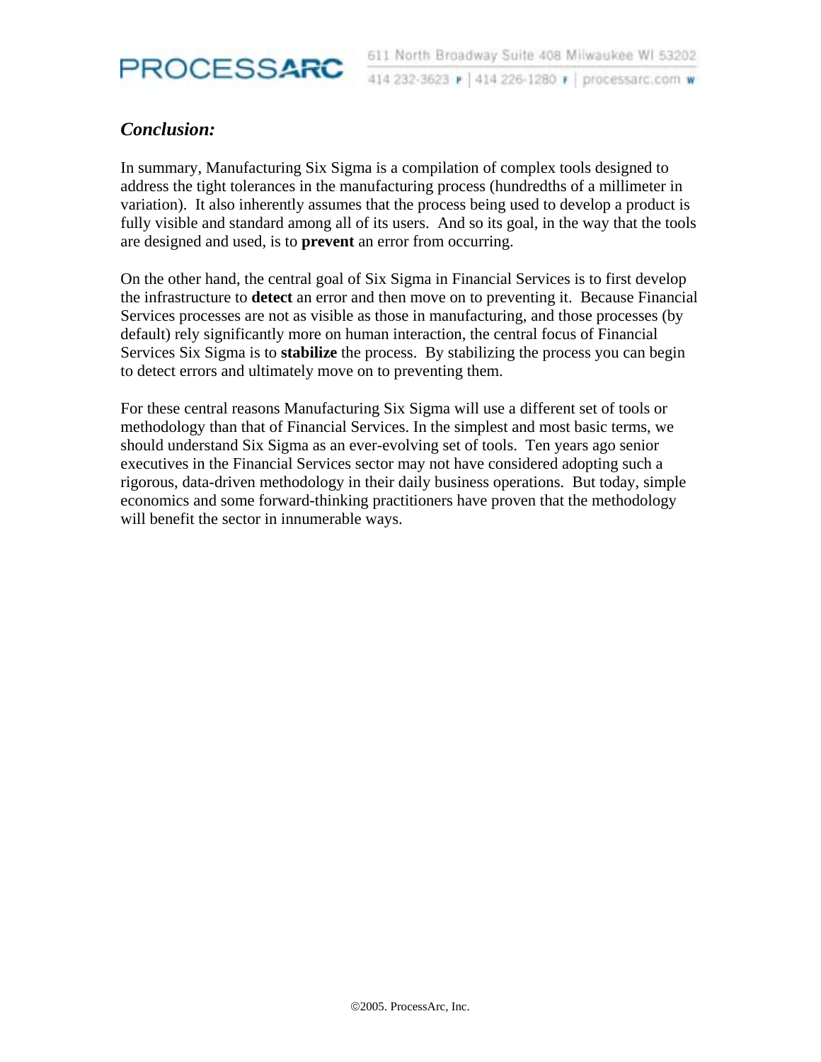## *Conclusion:*

In summary, Manufacturing Six Sigma is a compilation of complex tools designed to address the tight tolerances in the manufacturing process (hundredths of a millimeter in variation). It also inherently assumes that the process being used to develop a product is fully visible and standard among all of its users. And so its goal, in the way that the tools are designed and used, is to **prevent** an error from occurring.

On the other hand, the central goal of Six Sigma in Financial Services is to first develop the infrastructure to **detect** an error and then move on to preventing it. Because Financial Services processes are not as visible as those in manufacturing, and those processes (by default) rely significantly more on human interaction, the central focus of Financial Services Six Sigma is to **stabilize** the process. By stabilizing the process you can begin to detect errors and ultimately move on to preventing them.

For these central reasons Manufacturing Six Sigma will use a different set of tools or methodology than that of Financial Services. In the simplest and most basic terms, we should understand Six Sigma as an ever-evolving set of tools. Ten years ago senior executives in the Financial Services sector may not have considered adopting such a rigorous, data-driven methodology in their daily business operations. But today, simple economics and some forward-thinking practitioners have proven that the methodology will benefit the sector in innumerable ways.